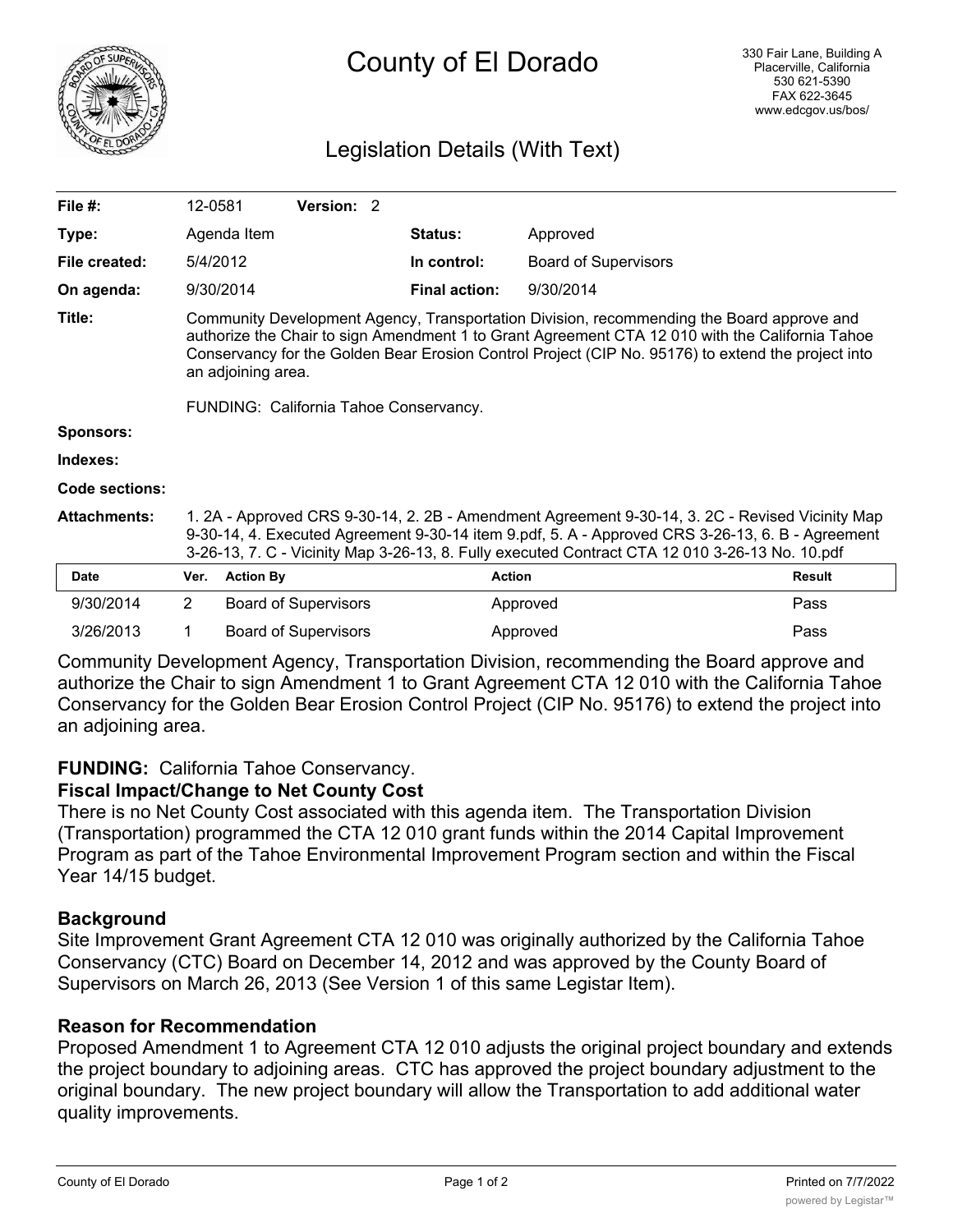# County of El Dorado

330 Fair Lane, Building A
Placerville, California
530 621-5390
FAX 622-3645
www.edcgov.us/bos/

## Legislation Details (With Text)

| | | | |
|---|---|---|---|
| **File #:** | 12-0581 **Version:** 2 | | |
| **Type:** | Agenda Item | **Status:** | Approved |
| **File created:** | 5/4/2012 | **In control:** | Board of Supervisors |
| **On agenda:** | 9/30/2014 | **Final action:** | 9/30/2014 |

**Title:** Community Development Agency, Transportation Division, recommending the Board approve and authorize the Chair to sign Amendment 1 to Grant Agreement CTA 12 010 with the California Tahoe Conservancy for the Golden Bear Erosion Control Project (CIP No. 95176) to extend the project into an adjoining area.

FUNDING: California Tahoe Conservancy.

**Sponsors:**

**Indexes:**

**Code sections:**

**Attachments:** 1. 2A - Approved CRS 9-30-14, 2. 2B - Amendment Agreement 9-30-14, 3. 2C - Revised Vicinity Map 9-30-14, 4. Executed Agreement 9-30-14 item 9.pdf, 5. A - Approved CRS 3-26-13, 6. B - Agreement 3-26-13, 7. C - Vicinity Map 3-26-13, 8. Fully executed Contract CTA 12 010 3-26-13 No. 10.pdf

| Date | Ver. | Action By | Action | Result |
|---|---|---|---|---|
| 9/30/2014 | 2 | Board of Supervisors | Approved | Pass |
| 3/26/2013 | 1 | Board of Supervisors | Approved | Pass |

Community Development Agency, Transportation Division, recommending the Board approve and authorize the Chair to sign Amendment 1 to Grant Agreement CTA 12 010 with the California Tahoe Conservancy for the Golden Bear Erosion Control Project (CIP No. 95176) to extend the project into an adjoining area.

**FUNDING:** California Tahoe Conservancy.

**Fiscal Impact/Change to Net County Cost**

There is no Net County Cost associated with this agenda item. The Transportation Division (Transportation) programmed the CTA 12 010 grant funds within the 2014 Capital Improvement Program as part of the Tahoe Environmental Improvement Program section and within the Fiscal Year 14/15 budget.

**Background**

Site Improvement Grant Agreement CTA 12 010 was originally authorized by the California Tahoe Conservancy (CTC) Board on December 14, 2012 and was approved by the County Board of Supervisors on March 26, 2013 (See Version 1 of this same Legistar Item).

**Reason for Recommendation**

Proposed Amendment 1 to Agreement CTA 12 010 adjusts the original project boundary and extends the project boundary to adjoining areas. CTC has approved the project boundary adjustment to the original boundary. The new project boundary will allow the Transportation to add additional water quality improvements.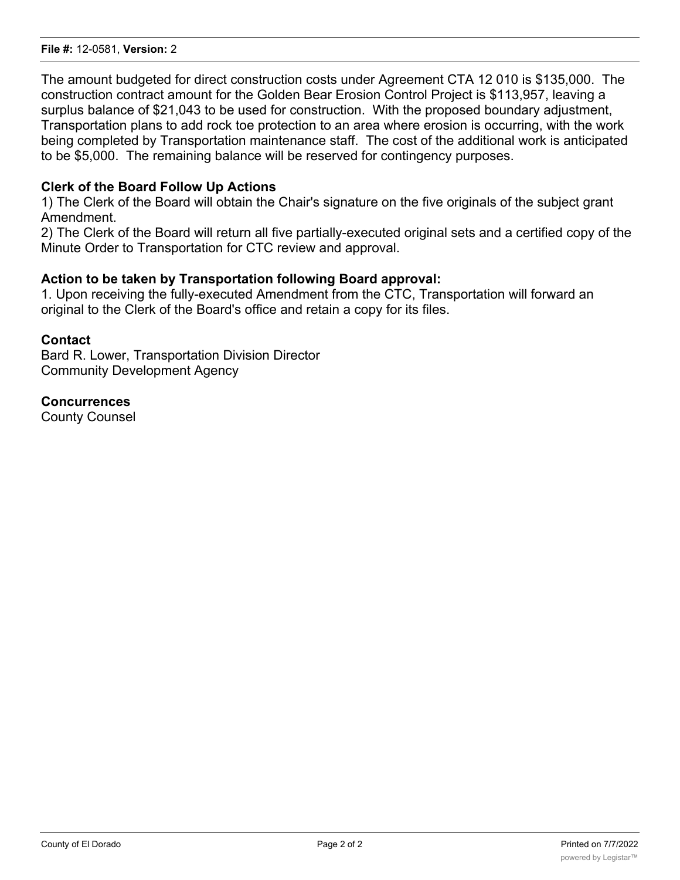The amount budgeted for direct construction costs under Agreement CTA 12 010 is $135,000. The construction contract amount for the Golden Bear Erosion Control Project is $113,957, leaving a surplus balance of $21,043 to be used for construction. With the proposed boundary adjustment, Transportation plans to add rock toe protection to an area where erosion is occurring, with the work being completed by Transportation maintenance staff. The cost of the additional work is anticipated to be $5,000. The remaining balance will be reserved for contingency purposes.

**Clerk of the Board Follow Up Actions**

1) The Clerk of the Board will obtain the Chair's signature on the five originals of the subject grant Amendment.

2) The Clerk of the Board will return all five partially-executed original sets and a certified copy of the Minute Order to Transportation for CTC review and approval.

**Action to be taken by Transportation following Board approval:**

1. Upon receiving the fully-executed Amendment from the CTC, Transportation will forward an original to the Clerk of the Board's office and retain a copy for its files.

**Contact**

Bard R. Lower, Transportation Division Director
Community Development Agency

**Concurrences**

County Counsel